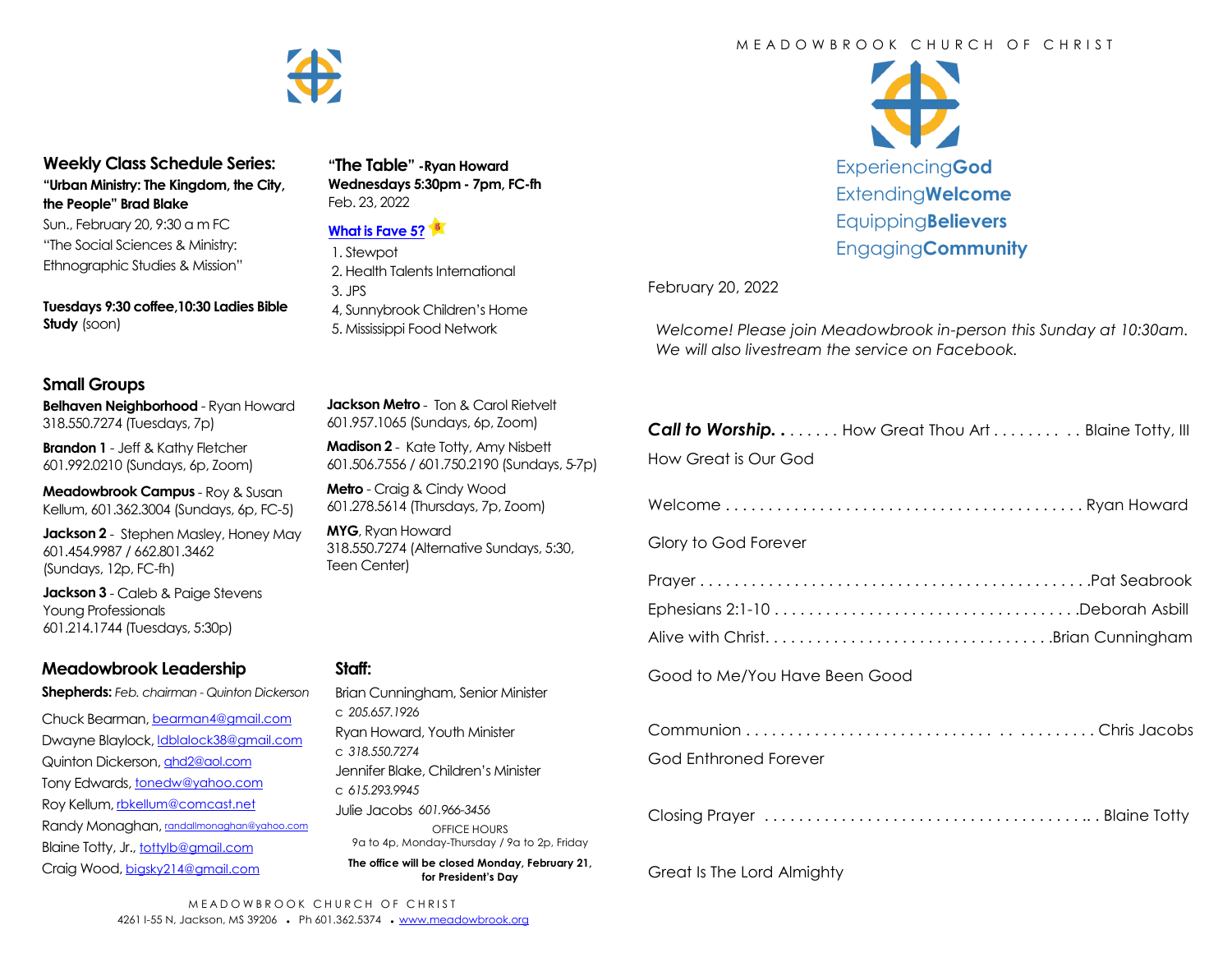## Weekly Class Schedule Series:

**"Urban Ministry: The Kingdom, the City, the People" Brad Blake**
Sun., February 20, 9:30 a m FC
"The Social Sciences & Ministry: Ethnographic Studies & Mission"

**Tuesdays 9:30 coffee,10:30 Ladies Bible Study** (soon)

**"The Table" -Ryan Howard**
**Wednesdays 5:30pm - 7pm, FC-fh**
Feb. 23, 2022

**What is Fave 5?**

1. Stewpot
2. Health Talents International
3. JPS
4, Sunnybrook Children's Home
5. Mississippi Food Network

## Small Groups

**Belhaven Neighborhood** - Ryan Howard
318.550.7274 (Tuesdays, 7p)

**Brandon 1** - Jeff & Kathy Fletcher
601.992.0210 (Sundays, 6p, Zoom)

**Meadowbrook Campus** - Roy & Susan Kellum, 601.362.3004 (Sundays, 6p, FC-5)

**Jackson 2** - Stephen Masley, Honey May
601.454.9987 / 662.801.3462
(Sundays, 12p, FC-fh)

**Jackson 3** - Caleb & Paige Stevens
Young Professionals
601.214.1744 (Tuesdays, 5:30p)

**Jackson Metro** - Ton & Carol Rietvelt
601.957.1065 (Sundays, 6p, Zoom)

**Madison 2** - Kate Totty, Amy Nisbett
601.506.7556 / 601.750.2190 (Sundays, 5-7p)

**Metro** - Craig & Cindy Wood
601.278.5614 (Thursdays, 7p, Zoom)

**MYG**, Ryan Howard
318.550.7274 (Alternative Sundays, 5:30, Teen Center)

## Meadowbrook Leadership

**Shepherds:** *Feb. chairman - Quinton Dickerson*

Chuck Bearman, bearman4@gmail.com
Dwayne Blaylock, ldblalock38@gmail.com
Quinton Dickerson, qhd2@aol.com
Tony Edwards, tonedw@yahoo.com
Roy Kellum, rbkellum@comcast.net
Randy Monaghan, randallmonaghan@yahoo.com
Blaine Totty, Jr., tottylb@gmail.com
Craig Wood, bigsky214@gmail.com

## Staff:

Brian Cunningham, Senior Minister
c *205.657.1926*
Ryan Howard, Youth Minister
c *318.550.7274*
Jennifer Blake, Children's Minister
c *615.293.9945*
Julie Jacobs *601.966-3456*

OFFICE HOURS
9a to 4p, Monday-Thursday / 9a to 2p, Friday

**The office will be closed Monday, February 21, for President's Day**

MEADOWBROOK CHURCH OF CHRIST
4261 I-55 N, Jackson, MS 39206 • Ph 601.362.5374 • www.meadowbrook.org

# MEADOWBROOK CHURCH OF CHRIST

Experiencing**God**
Extending**Welcome**
Equipping**Believers**
Engaging**Community**

February 20, 2022

*Welcome! Please join Meadowbrook in-person this Sunday at 10:30am. We will also livestream the service on Facebook.*

***Call to Worship.*** . . . . . . How Great Thou Art . . . . . . . . . . Blaine Totty, III
How Great is Our God

Welcome . . . . . . . . . . . . . . . . . . . . . . . . . . . . . . . . . . . . . . . . . Ryan Howard

Glory to God Forever

Prayer . . . . . . . . . . . . . . . . . . . . . . . . . . . . . . . . . . . . . . . . . . . . Pat Seabrook
Ephesians 2:1-10 . . . . . . . . . . . . . . . . . . . . . . . . . . . . . . . . . . Deborah Asbill
Alive with Christ. . . . . . . . . . . . . . . . . . . . . . . . . . . . . . . . . Brian Cunningham

Good to Me/You Have Been Good

Communion . . . . . . . . . . . . . . . . . . . . . . . . . . . . . . . . . . . . . . . Chris Jacobs
God Enthroned Forever

Closing Prayer . . . . . . . . . . . . . . . . . . . . . . . . . . . . . . . . . . . . . . Blaine Totty

Great Is The Lord Almighty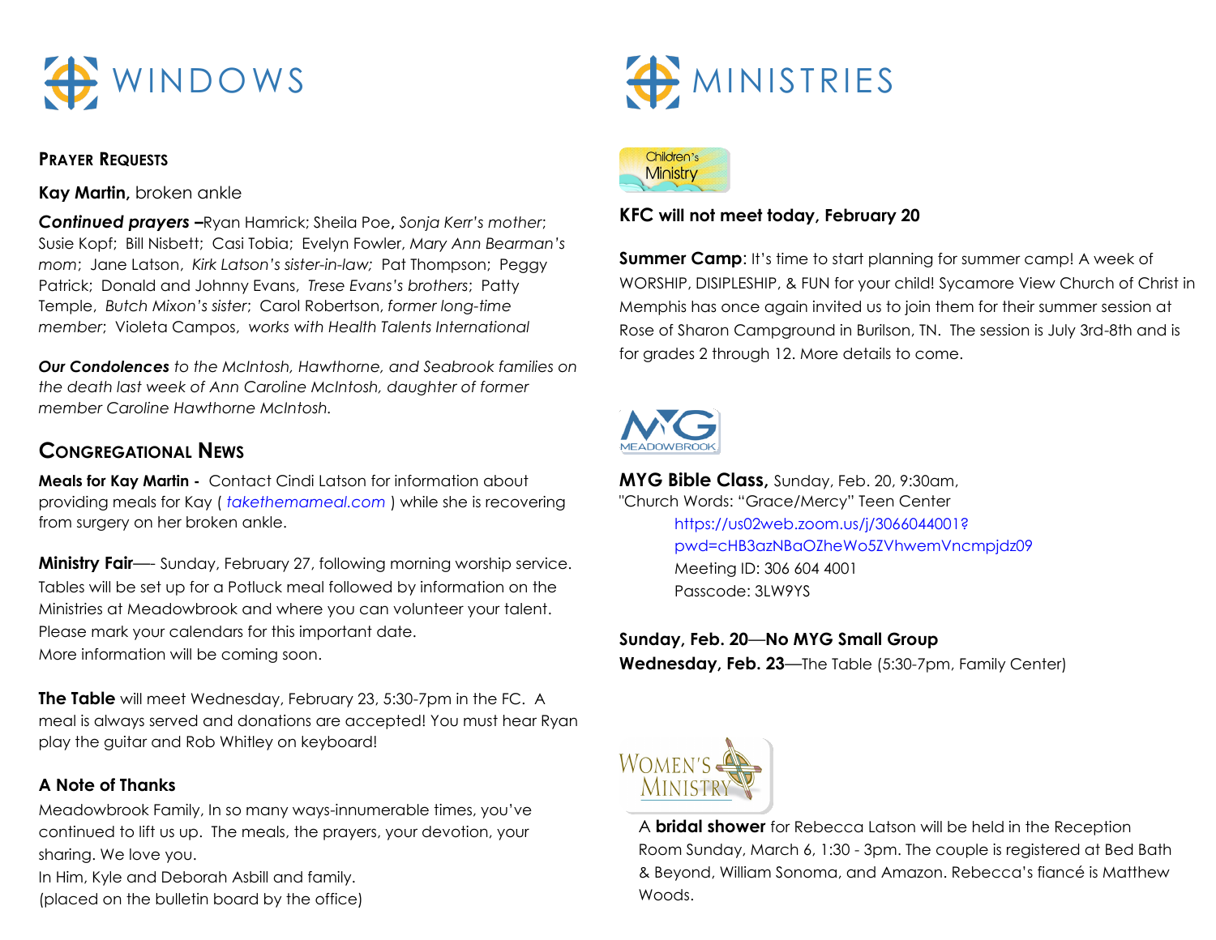# WINDOWS

## Prayer Requests

**Kay Martin,** broken ankle

***Continued prayers –***Ryan Hamrick; Sheila Poe**,** *Sonja Kerr's mother*; Susie Kopf; Bill Nisbett; Casi Tobia; Evelyn Fowler, *Mary Ann Bearman's mom*; Jane Latson, *Kirk Latson's sister-in-law;* Pat Thompson; Peggy Patrick; Donald and Johnny Evans, *Trese Evans's brothers*; Patty Temple, *Butch Mixon's sister*; Carol Robertson, *former long-time member*; Violeta Campos, *works with Health Talents International*

***Our Condolences*** *to the McIntosh, Hawthorne, and Seabrook families on the death last week of Ann Caroline McIntosh, daughter of former member Caroline Hawthorne McIntosh.*

## Congregational News

**Meals for Kay Martin -** Contact Cindi Latson for information about providing meals for Kay ( *takethemameal.com* ) while she is recovering from surgery on her broken ankle.

**Ministry Fair**—- Sunday, February 27, following morning worship service. Tables will be set up for a Potluck meal followed by information on the Ministries at Meadowbrook and where you can volunteer your talent. Please mark your calendars for this important date.
More information will be coming soon.

**The Table** will meet Wednesday, February 23, 5:30-7pm in the FC. A meal is always served and donations are accepted! You must hear Ryan play the guitar and Rob Whitley on keyboard!

**A Note of Thanks**

Meadowbrook Family, In so many ways-innumerable times, you've continued to lift us up. The meals, the prayers, your devotion, your sharing. We love you.
In Him, Kyle and Deborah Asbill and family.
(placed on the bulletin board by the office)

# MINISTRIES

Children's Ministry

**KFC will not meet today, February 20**

**Summer Camp**: It's time to start planning for summer camp! A week of WORSHIP, DISIPLESHIP, & FUN for your child! Sycamore View Church of Christ in Memphis has once again invited us to join them for their summer session at Rose of Sharon Campground in Burilson, TN. The session is July 3rd-8th and is for grades 2 through 12. More details to come.

MYG MEADOWBROOK

**MYG Bible Class,** Sunday, Feb. 20, 9:30am,
"Church Words: "Grace/Mercy" Teen Center
https://us02web.zoom.us/j/3066044001?pwd=cHB3azNBaOZheWo5ZVhwemVncmpjdz09
Meeting ID: 306 604 4001
Passcode: 3LW9YS

**Sunday, Feb. 20**—**No MYG Small Group**
**Wednesday, Feb. 23**—The Table (5:30-7pm, Family Center)

Women's Ministry

A **bridal shower** for Rebecca Latson will be held in the Reception Room Sunday, March 6, 1:30 - 3pm. The couple is registered at Bed Bath & Beyond, William Sonoma, and Amazon. Rebecca's fiancé is Matthew Woods.